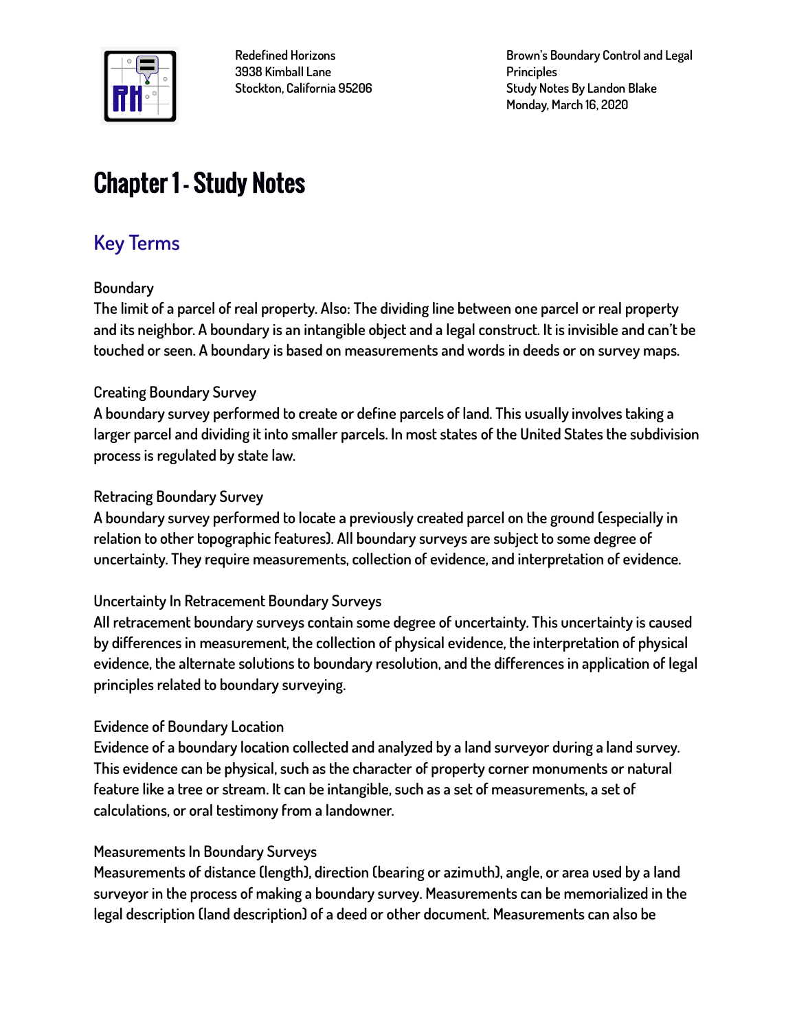Redefined Horizons
3938 Kimball Lane
Stockton, California 95206

Brown's Boundary Control and Legal Principles
Study Notes By Landon Blake
Monday, March 16, 2020

# Chapter 1 - Study Notes

## Key Terms

### Boundary

The limit of a parcel of real property. Also: The dividing line between one parcel or real property and its neighbor. A boundary is an intangible object and a legal construct. It is invisible and can't be touched or seen. A boundary is based on measurements and words in deeds or on survey maps.

### Creating Boundary Survey

A boundary survey performed to create or define parcels of land. This usually involves taking a larger parcel and dividing it into smaller parcels. In most states of the United States the subdivision process is regulated by state law.

### Retracing Boundary Survey

A boundary survey performed to locate a previously created parcel on the ground (especially in relation to other topographic features). All boundary surveys are subject to some degree of uncertainty. They require measurements, collection of evidence, and interpretation of evidence.

### Uncertainty In Retracement Boundary Surveys

All retracement boundary surveys contain some degree of uncertainty. This uncertainty is caused by differences in measurement, the collection of physical evidence, the interpretation of physical evidence, the alternate solutions to boundary resolution, and the differences in application of legal principles related to boundary surveying.

### Evidence of Boundary Location

Evidence of a boundary location collected and analyzed by a land surveyor during a land survey. This evidence can be physical, such as the character of property corner monuments or natural feature like a tree or stream. It can be intangible, such as a set of measurements, a set of calculations, or oral testimony from a landowner.

### Measurements In Boundary Surveys

Measurements of distance (length), direction (bearing or azimuth), angle, or area used by a land surveyor in the process of making a boundary survey. Measurements can be memorialized in the legal description (land description) of a deed or other document. Measurements can also be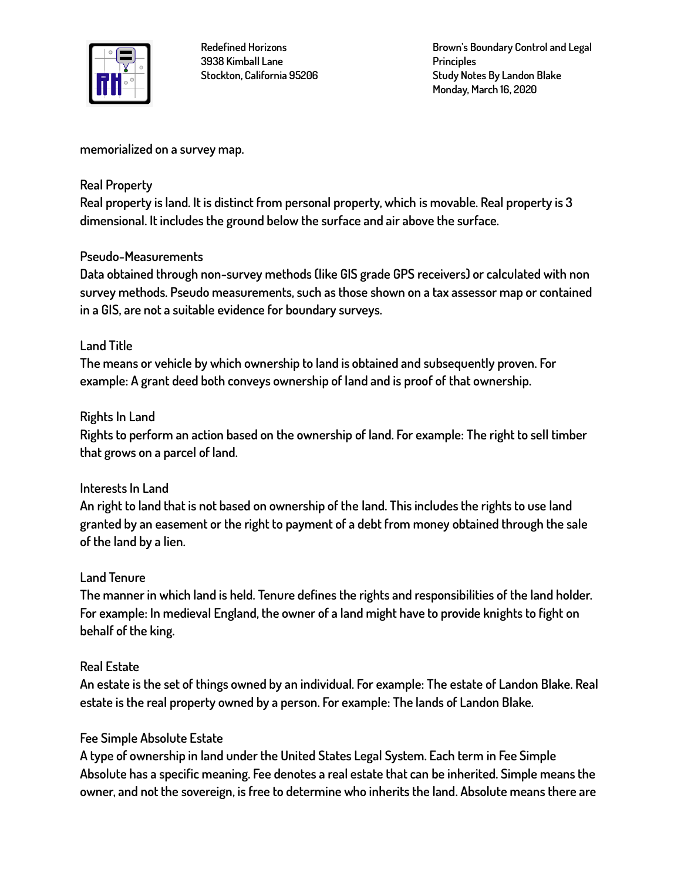memorialized on a survey map.

### Real Property

Real property is land. It is distinct from personal property, which is movable. Real property is 3 dimensional. It includes the ground below the surface and air above the surface.

### Pseudo-Measurements

Data obtained through non-survey methods (like GIS grade GPS receivers) or calculated with non survey methods. Pseudo measurements, such as those shown on a tax assessor map or contained in a GIS, are not a suitable evidence for boundary surveys.

### Land Title

The means or vehicle by which ownership to land is obtained and subsequently proven. For example: A grant deed both conveys ownership of land and is proof of that ownership.

### Rights In Land

Rights to perform an action based on the ownership of land. For example: The right to sell timber that grows on a parcel of land.

### Interests In Land

An right to land that is not based on ownership of the land. This includes the rights to use land granted by an easement or the right to payment of a debt from money obtained through the sale of the land by a lien.

### Land Tenure

The manner in which land is held. Tenure defines the rights and responsibilities of the land holder. For example: In medieval England, the owner of a land might have to provide knights to fight on behalf of the king.

### Real Estate

An estate is the set of things owned by an individual. For example: The estate of Landon Blake. Real estate is the real property owned by a person. For example: The lands of Landon Blake.

### Fee Simple Absolute Estate

A type of ownership in land under the United States Legal System. Each term in Fee Simple Absolute has a specific meaning. Fee denotes a real estate that can be inherited. Simple means the owner, and not the sovereign, is free to determine who inherits the land. Absolute means there are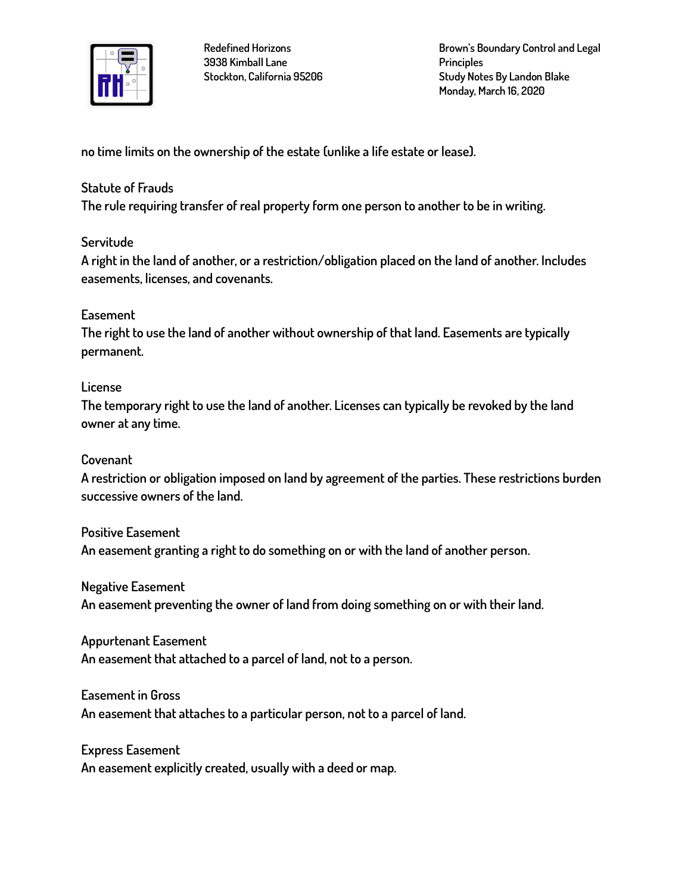no time limits on the ownership of the estate (unlike a life estate or lease).

Statute of Frauds

The rule requiring transfer of real property form one person to another to be in writing.

Servitude

A right in the land of another, or a restriction/obligation placed on the land of another. Includes easements, licenses, and covenants.

Easement

The right to use the land of another without ownership of that land. Easements are typically permanent.

License

The temporary right to use the land of another. Licenses can typically be revoked by the land owner at any time.

Covenant

A restriction or obligation imposed on land by agreement of the parties. These restrictions burden successive owners of the land.

Positive Easement

An easement granting a right to do something on or with the land of another person.

Negative Easement

An easement preventing the owner of land from doing something on or with their land.

Appurtenant Easement

An easement that attached to a parcel of land, not to a person.

Easement in Gross

An easement that attaches to a particular person, not to a parcel of land.

Express Easement

An easement explicitly created, usually with a deed or map.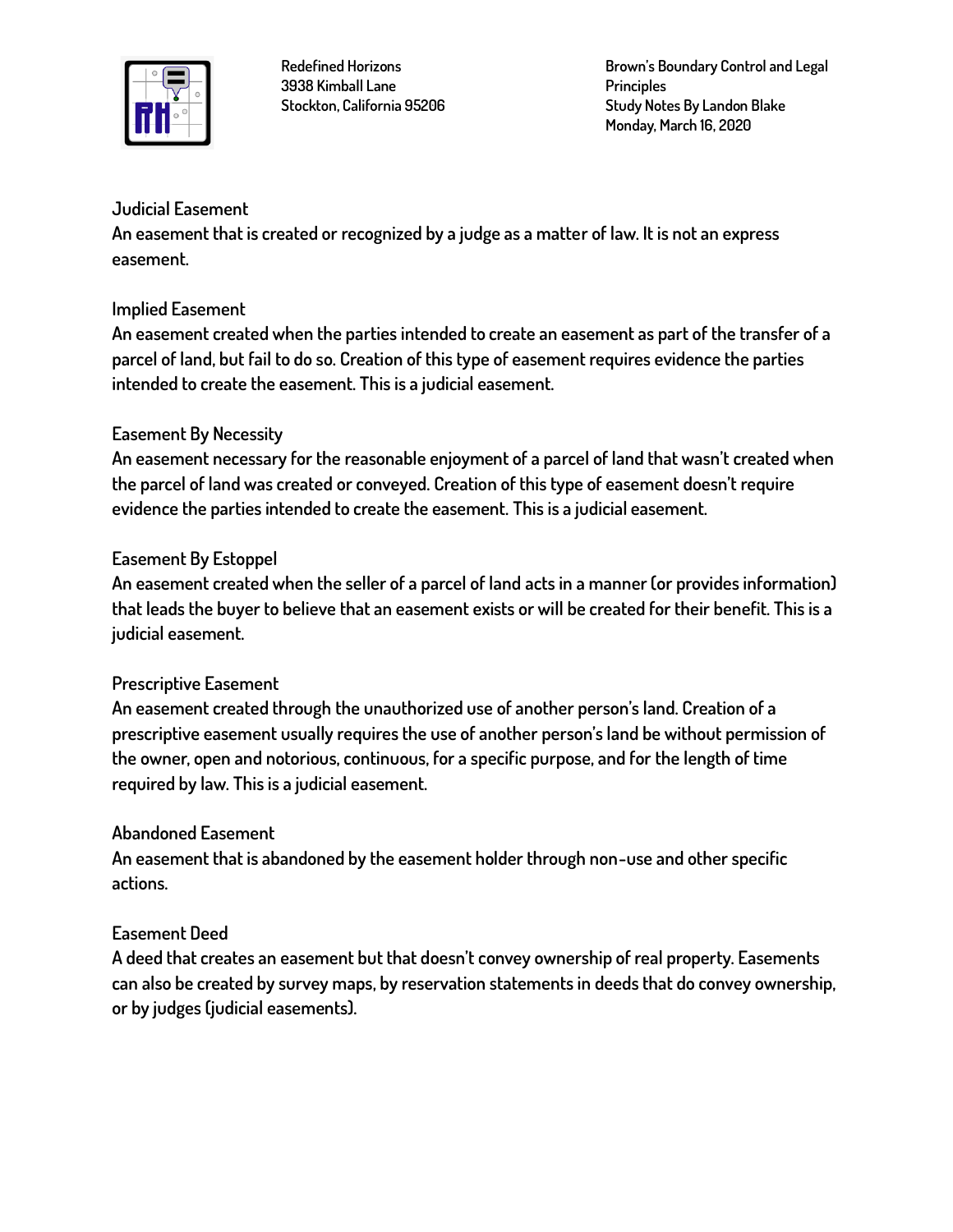### Judicial Easement

An easement that is created or recognized by a judge as a matter of law. It is not an express easement.

### Implied Easement

An easement created when the parties intended to create an easement as part of the transfer of a parcel of land, but fail to do so. Creation of this type of easement requires evidence the parties intended to create the easement. This is a judicial easement.

### Easement By Necessity

An easement necessary for the reasonable enjoyment of a parcel of land that wasn't created when the parcel of land was created or conveyed. Creation of this type of easement doesn't require evidence the parties intended to create the easement. This is a judicial easement.

### Easement By Estoppel

An easement created when the seller of a parcel of land acts in a manner (or provides information) that leads the buyer to believe that an easement exists or will be created for their benefit. This is a judicial easement.

### Prescriptive Easement

An easement created through the unauthorized use of another person's land. Creation of a prescriptive easement usually requires the use of another person's land be without permission of the owner, open and notorious, continuous, for a specific purpose, and for the length of time required by law. This is a judicial easement.

### Abandoned Easement

An easement that is abandoned by the easement holder through non-use and other specific actions.

### Easement Deed

A deed that creates an easement but that doesn't convey ownership of real property. Easements can also be created by survey maps, by reservation statements in deeds that do convey ownership, or by judges (judicial easements).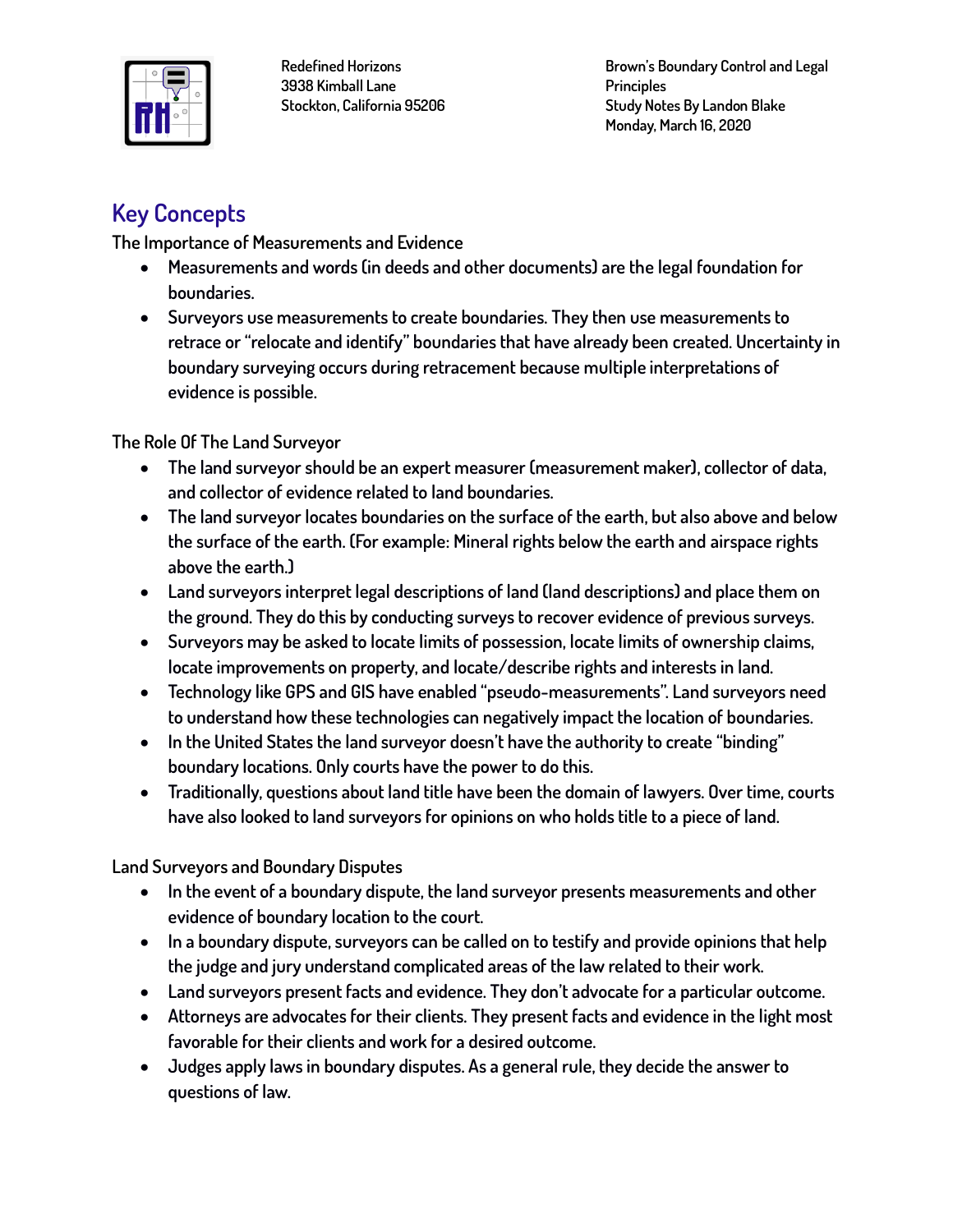## Key Concepts

The Importance of Measurements and Evidence

- Measurements and words (in deeds and other documents) are the legal foundation for boundaries.
- Surveyors use measurements to create boundaries. They then use measurements to retrace or "relocate and identify" boundaries that have already been created. Uncertainty in boundary surveying occurs during retracement because multiple interpretations of evidence is possible.

The Role Of The Land Surveyor

- The land surveyor should be an expert measurer (measurement maker), collector of data, and collector of evidence related to land boundaries.
- The land surveyor locates boundaries on the surface of the earth, but also above and below the surface of the earth. (For example: Mineral rights below the earth and airspace rights above the earth.)
- Land surveyors interpret legal descriptions of land (land descriptions) and place them on the ground. They do this by conducting surveys to recover evidence of previous surveys.
- Surveyors may be asked to locate limits of possession, locate limits of ownership claims, locate improvements on property, and locate/describe rights and interests in land.
- Technology like GPS and GIS have enabled "pseudo-measurements". Land surveyors need to understand how these technologies can negatively impact the location of boundaries.
- In the United States the land surveyor doesn't have the authority to create "binding" boundary locations. Only courts have the power to do this.
- Traditionally, questions about land title have been the domain of lawyers. Over time, courts have also looked to land surveyors for opinions on who holds title to a piece of land.

Land Surveyors and Boundary Disputes

- In the event of a boundary dispute, the land surveyor presents measurements and other evidence of boundary location to the court.
- In a boundary dispute, surveyors can be called on to testify and provide opinions that help the judge and jury understand complicated areas of the law related to their work.
- Land surveyors present facts and evidence. They don't advocate for a particular outcome.
- Attorneys are advocates for their clients. They present facts and evidence in the light most favorable for their clients and work for a desired outcome.
- Judges apply laws in boundary disputes. As a general rule, they decide the answer to questions of law.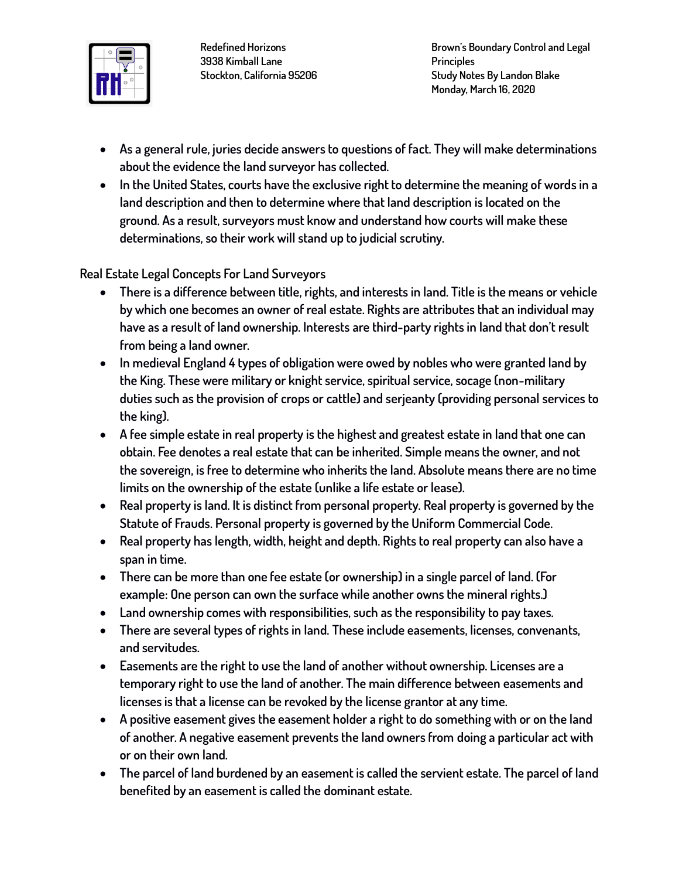- As a general rule, juries decide answers to questions of fact. They will make determinations about the evidence the land surveyor has collected.
- In the United States, courts have the exclusive right to determine the meaning of words in a land description and then to determine where that land description is located on the ground. As a result, surveyors must know and understand how courts will make these determinations, so their work will stand up to judicial scrutiny.

Real Estate Legal Concepts For Land Surveyors

- There is a difference between title, rights, and interests in land. Title is the means or vehicle by which one becomes an owner of real estate. Rights are attributes that an individual may have as a result of land ownership. Interests are third-party rights in land that don't result from being a land owner.
- In medieval England 4 types of obligation were owed by nobles who were granted land by the King. These were military or knight service, spiritual service, socage (non-military duties such as the provision of crops or cattle) and serjeanty (providing personal services to the king).
- A fee simple estate in real property is the highest and greatest estate in land that one can obtain. Fee denotes a real estate that can be inherited. Simple means the owner, and not the sovereign, is free to determine who inherits the land. Absolute means there are no time limits on the ownership of the estate (unlike a life estate or lease).
- Real property is land. It is distinct from personal property. Real property is governed by the Statute of Frauds. Personal property is governed by the Uniform Commercial Code.
- Real property has length, width, height and depth. Rights to real property can also have a span in time.
- There can be more than one fee estate (or ownership) in a single parcel of land. (For example: One person can own the surface while another owns the mineral rights.)
- Land ownership comes with responsibilities, such as the responsibility to pay taxes.
- There are several types of rights in land. These include easements, licenses, convenants, and servitudes.
- Easements are the right to use the land of another without ownership. Licenses are a temporary right to use the land of another. The main difference between easements and licenses is that a license can be revoked by the license grantor at any time.
- A positive easement gives the easement holder a right to do something with or on the land of another. A negative easement prevents the land owners from doing a particular act with or on their own land.
- The parcel of land burdened by an easement is called the servient estate. The parcel of land benefited by an easement is called the dominant estate.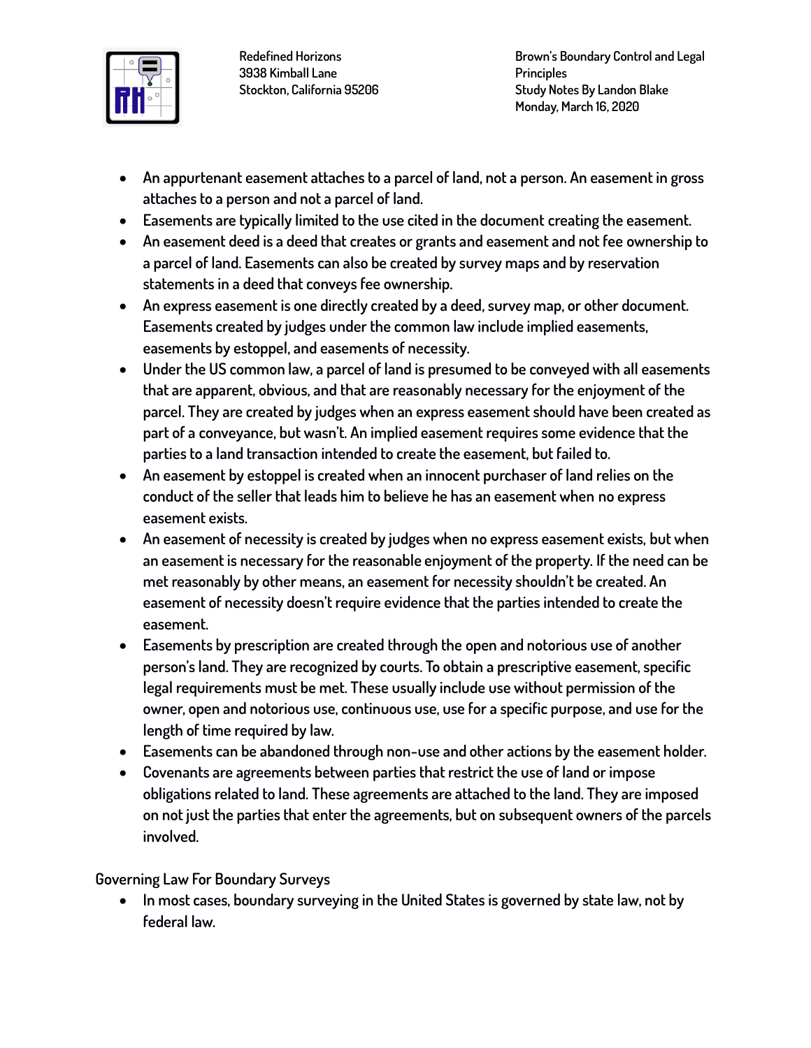- An appurtenant easement attaches to a parcel of land, not a person. An easement in gross attaches to a person and not a parcel of land.
- Easements are typically limited to the use cited in the document creating the easement.
- An easement deed is a deed that creates or grants and easement and not fee ownership to a parcel of land. Easements can also be created by survey maps and by reservation statements in a deed that conveys fee ownership.
- An express easement is one directly created by a deed, survey map, or other document. Easements created by judges under the common law include implied easements, easements by estoppel, and easements of necessity.
- Under the US common law, a parcel of land is presumed to be conveyed with all easements that are apparent, obvious, and that are reasonably necessary for the enjoyment of the parcel. They are created by judges when an express easement should have been created as part of a conveyance, but wasn't. An implied easement requires some evidence that the parties to a land transaction intended to create the easement, but failed to.
- An easement by estoppel is created when an innocent purchaser of land relies on the conduct of the seller that leads him to believe he has an easement when no express easement exists.
- An easement of necessity is created by judges when no express easement exists, but when an easement is necessary for the reasonable enjoyment of the property. If the need can be met reasonably by other means, an easement for necessity shouldn't be created. An easement of necessity doesn't require evidence that the parties intended to create the easement.
- Easements by prescription are created through the open and notorious use of another person's land. They are recognized by courts. To obtain a prescriptive easement, specific legal requirements must be met. These usually include use without permission of the owner, open and notorious use, continuous use, use for a specific purpose, and use for the length of time required by law.
- Easements can be abandoned through non-use and other actions by the easement holder.
- Covenants are agreements between parties that restrict the use of land or impose obligations related to land. These agreements are attached to the land. They are imposed on not just the parties that enter the agreements, but on subsequent owners of the parcels involved.

## Governing Law For Boundary Surveys

- In most cases, boundary surveying in the United States is governed by state law, not by federal law.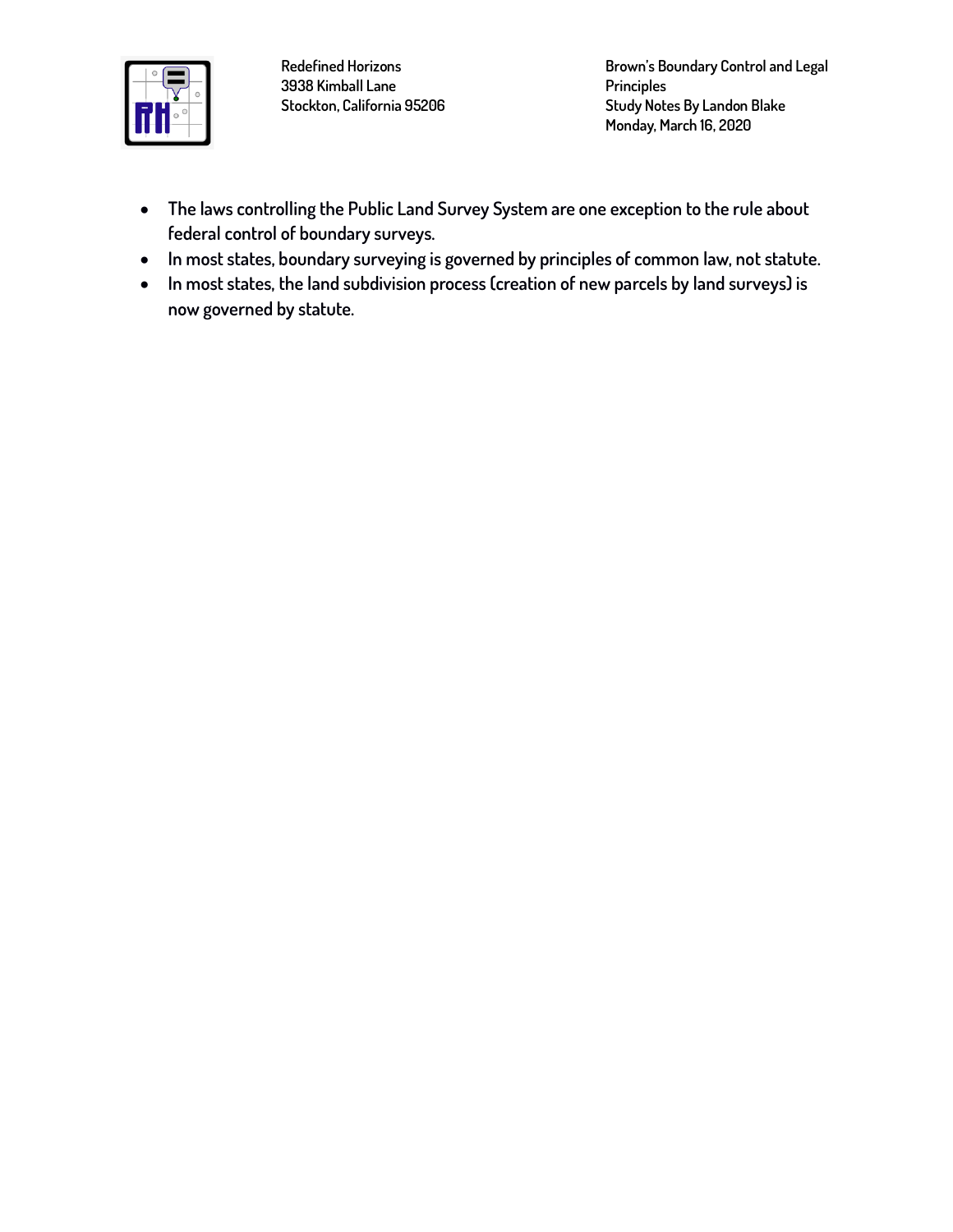- The laws controlling the Public Land Survey System are one exception to the rule about federal control of boundary surveys.
- In most states, boundary surveying is governed by principles of common law, not statute.
- In most states, the land subdivision process (creation of new parcels by land surveys) is now governed by statute.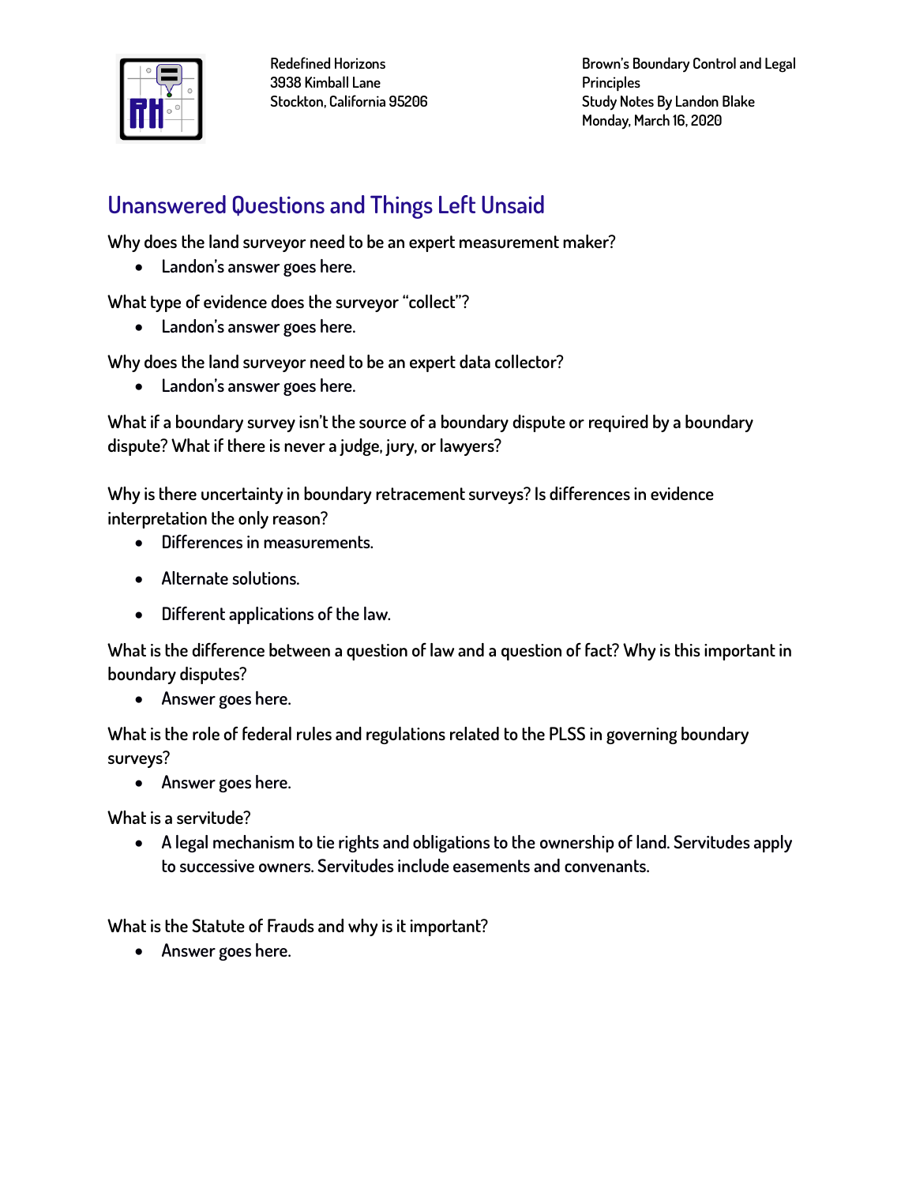## Unanswered Questions and Things Left Unsaid

Why does the land surveyor need to be an expert measurement maker?

- Landon's answer goes here.

What type of evidence does the surveyor "collect"?

- Landon's answer goes here.

Why does the land surveyor need to be an expert data collector?

- Landon's answer goes here.

What if a boundary survey isn't the source of a boundary dispute or required by a boundary dispute? What if there is never a judge, jury, or lawyers?

Why is there uncertainty in boundary retracement surveys? Is differences in evidence interpretation the only reason?

- Differences in measurements.
- Alternate solutions.
- Different applications of the law.

What is the difference between a question of law and a question of fact? Why is this important in boundary disputes?

- Answer goes here.

What is the role of federal rules and regulations related to the PLSS in governing boundary surveys?

- Answer goes here.

What is a servitude?

- A legal mechanism to tie rights and obligations to the ownership of land. Servitudes apply to successive owners. Servitudes include easements and convenants.

What is the Statute of Frauds and why is it important?

- Answer goes here.